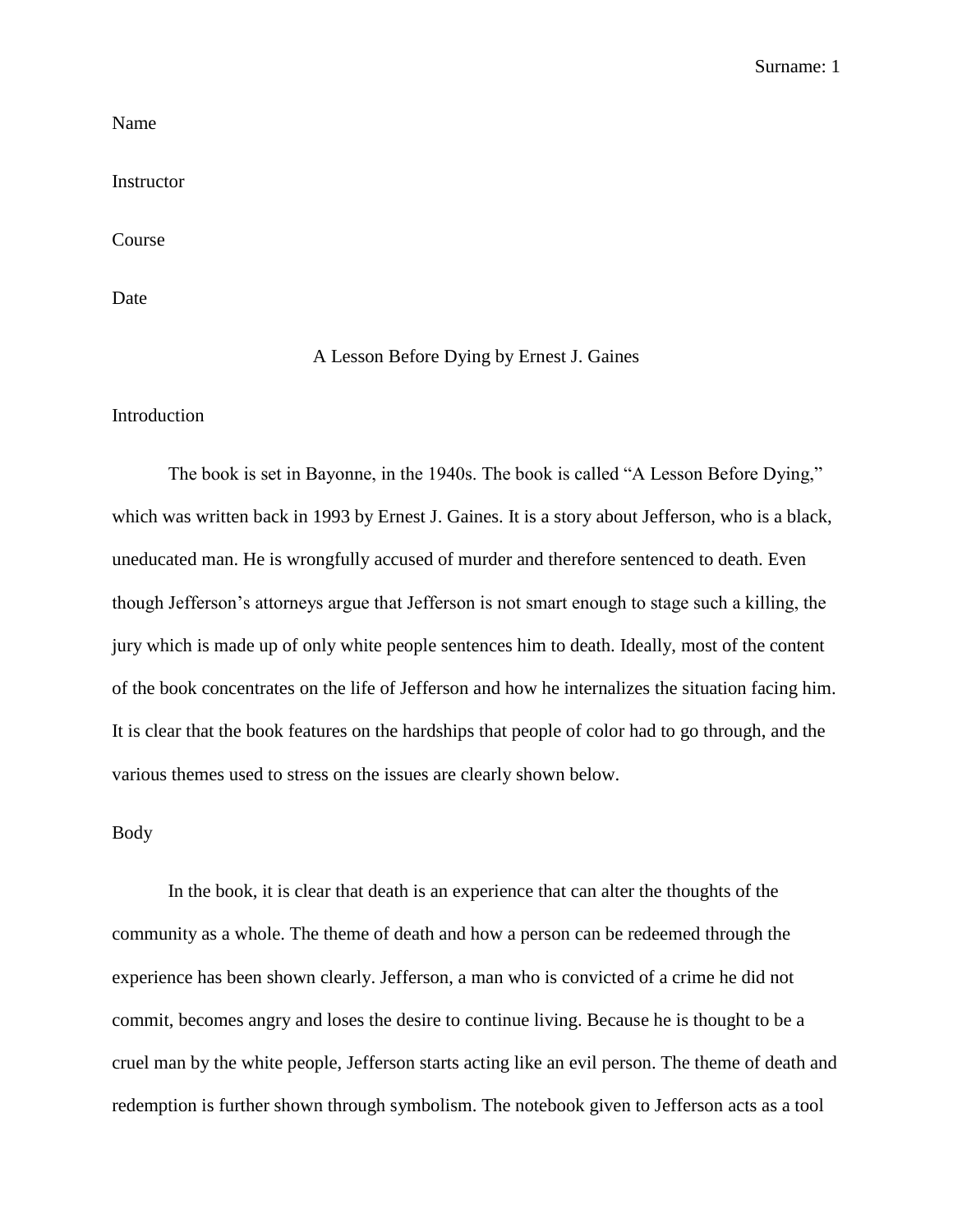Name

Instructor

Course

Date

# A Lesson Before Dying by Ernest J. Gaines

## Introduction

The book is set in Bayonne, in the 1940s. The book is called "A Lesson Before Dying," which was written back in 1993 by Ernest J. Gaines. It is a story about Jefferson, who is a black, uneducated man. He is wrongfully accused of murder and therefore sentenced to death. Even though Jefferson's attorneys argue that Jefferson is not smart enough to stage such a killing, the jury which is made up of only white people sentences him to death. Ideally, most of the content of the book concentrates on the life of Jefferson and how he internalizes the situation facing him. It is clear that the book features on the hardships that people of color had to go through, and the various themes used to stress on the issues are clearly shown below.

## Body

In the book, it is clear that death is an experience that can alter the thoughts of the community as a whole. The theme of death and how a person can be redeemed through the experience has been shown clearly. Jefferson, a man who is convicted of a crime he did not commit, becomes angry and loses the desire to continue living. Because he is thought to be a cruel man by the white people, Jefferson starts acting like an evil person. The theme of death and redemption is further shown through symbolism. The notebook given to Jefferson acts as a tool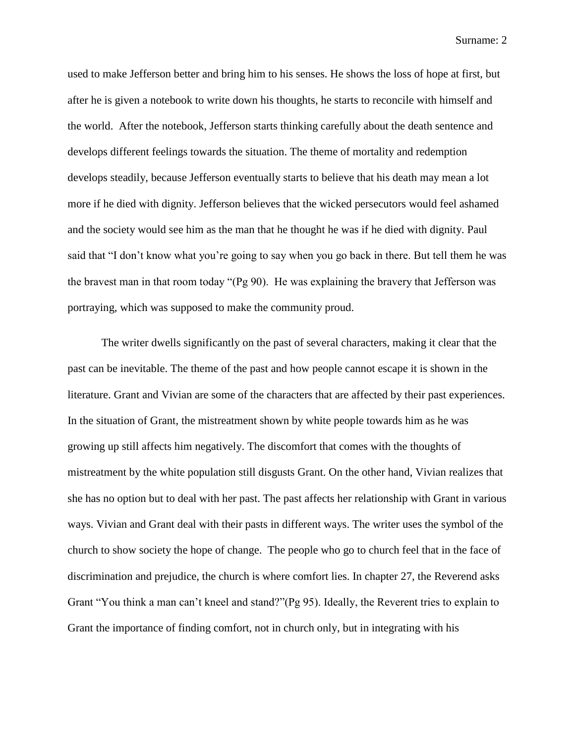used to make Jefferson better and bring him to his senses. He shows the loss of hope at first, but after he is given a notebook to write down his thoughts, he starts to reconcile with himself and the world. After the notebook, Jefferson starts thinking carefully about the death sentence and develops different feelings towards the situation. The theme of mortality and redemption develops steadily, because Jefferson eventually starts to believe that his death may mean a lot more if he died with dignity. Jefferson believes that the wicked persecutors would feel ashamed and the society would see him as the man that he thought he was if he died with dignity. Paul said that "I don't know what you're going to say when you go back in there. But tell them he was the bravest man in that room today "(Pg 90). He was explaining the bravery that Jefferson was portraying, which was supposed to make the community proud.

The writer dwells significantly on the past of several characters, making it clear that the past can be inevitable. The theme of the past and how people cannot escape it is shown in the literature. Grant and Vivian are some of the characters that are affected by their past experiences. In the situation of Grant, the mistreatment shown by white people towards him as he was growing up still affects him negatively. The discomfort that comes with the thoughts of mistreatment by the white population still disgusts Grant. On the other hand, Vivian realizes that she has no option but to deal with her past. The past affects her relationship with Grant in various ways. Vivian and Grant deal with their pasts in different ways. The writer uses the symbol of the church to show society the hope of change. The people who go to church feel that in the face of discrimination and prejudice, the church is where comfort lies. In chapter 27, the Reverend asks Grant "You think a man can't kneel and stand?"(Pg 95). Ideally, the Reverent tries to explain to Grant the importance of finding comfort, not in church only, but in integrating with his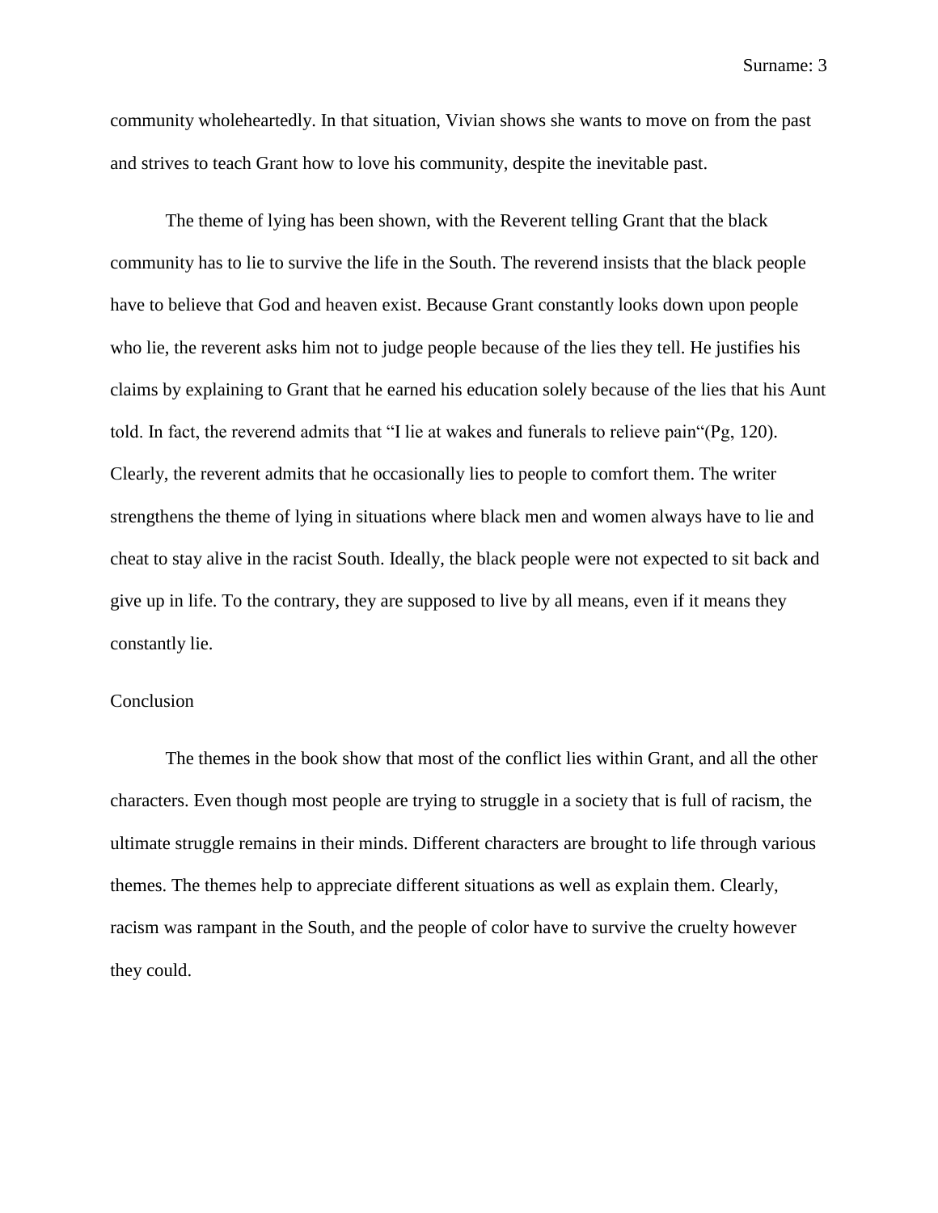community wholeheartedly. In that situation, Vivian shows she wants to move on from the past and strives to teach Grant how to love his community, despite the inevitable past.

The theme of lying has been shown, with the Reverent telling Grant that the black community has to lie to survive the life in the South. The reverend insists that the black people have to believe that God and heaven exist. Because Grant constantly looks down upon people who lie, the reverent asks him not to judge people because of the lies they tell. He justifies his claims by explaining to Grant that he earned his education solely because of the lies that his Aunt told. In fact, the reverend admits that "I lie at wakes and funerals to relieve pain"(Pg, 120). Clearly, the reverent admits that he occasionally lies to people to comfort them. The writer strengthens the theme of lying in situations where black men and women always have to lie and cheat to stay alive in the racist South. Ideally, the black people were not expected to sit back and give up in life. To the contrary, they are supposed to live by all means, even if it means they constantly lie.

## Conclusion

The themes in the book show that most of the conflict lies within Grant, and all the other characters. Even though most people are trying to struggle in a society that is full of racism, the ultimate struggle remains in their minds. Different characters are brought to life through various themes. The themes help to appreciate different situations as well as explain them. Clearly, racism was rampant in the South, and the people of color have to survive the cruelty however they could.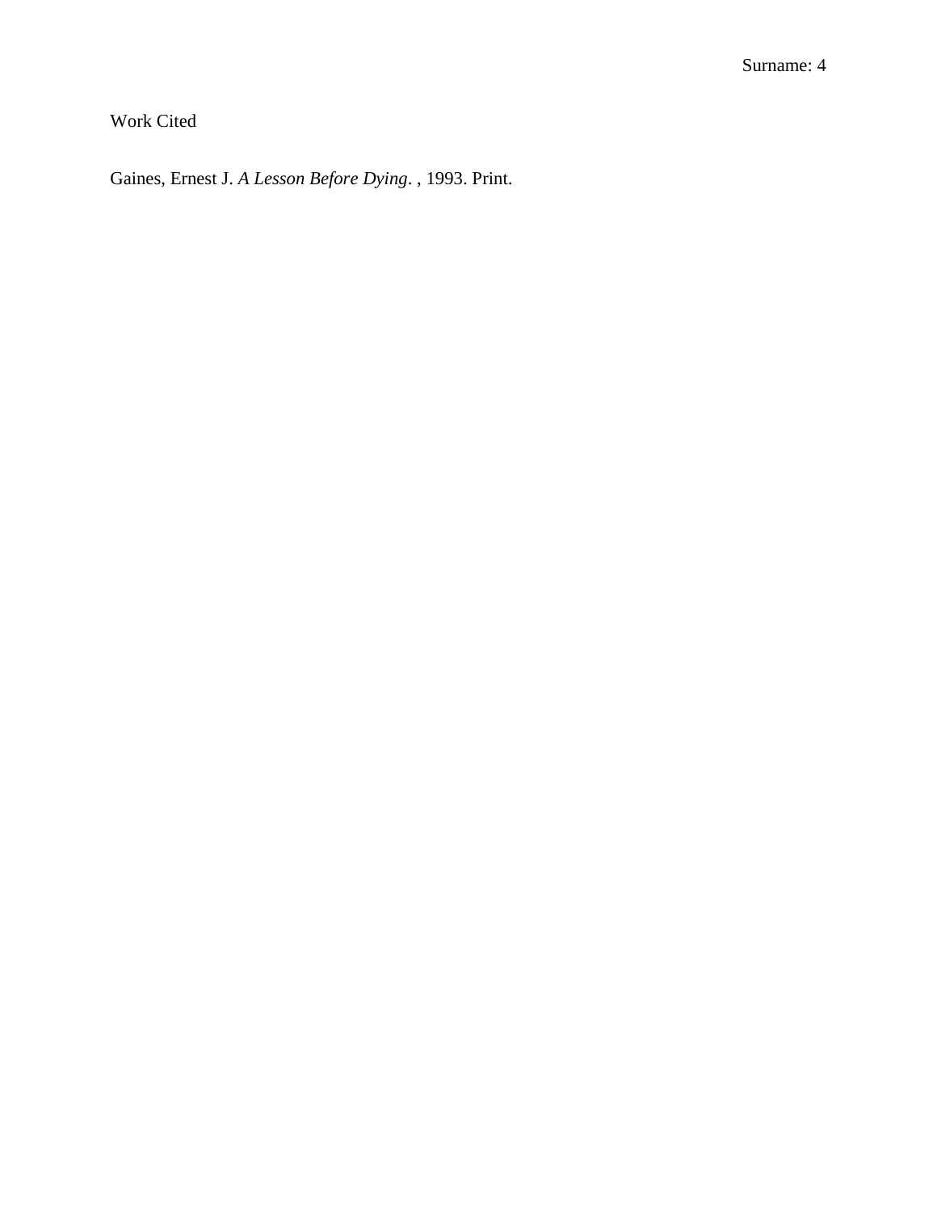Work Cited

Gaines, Ernest J. *A Lesson Before Dying*. , 1993. Print.